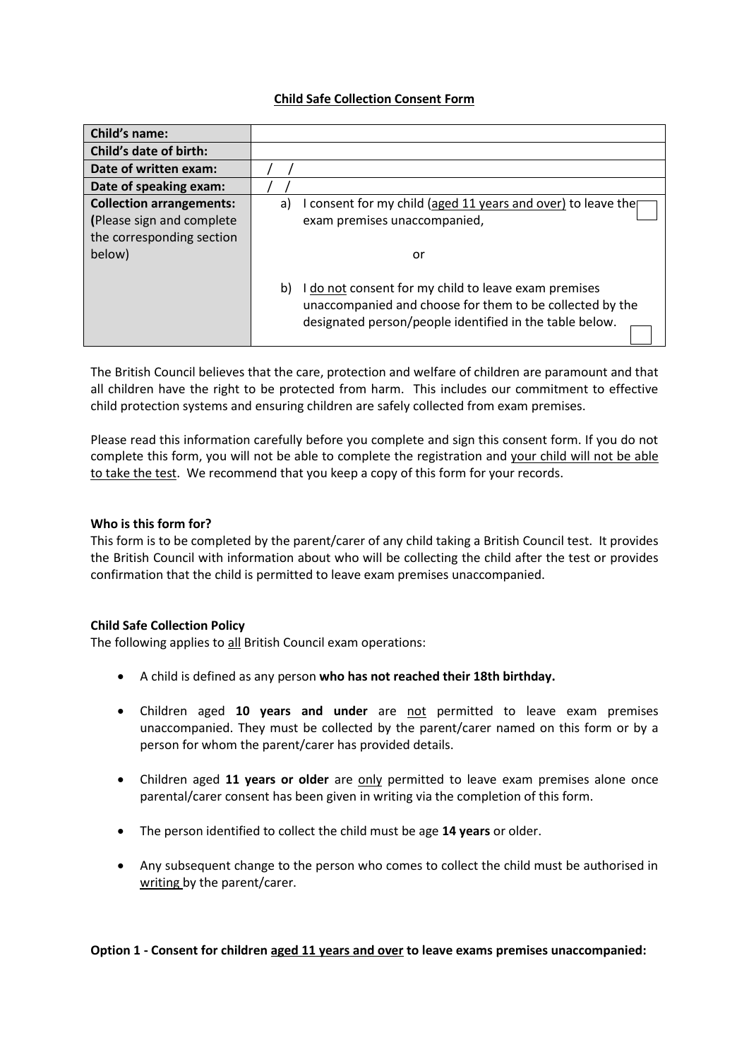**Child Safe Collection Consent Form**

| Child's name: | |
|---|---|
| Child's date of birth: | |
| Date of written exam: | / / |
| Date of speaking exam: | / / |
| **Collection arrangements:** (Please sign and complete the corresponding section below) | a) I consent for my child (aged 11 years and over) to leave the exam premises unaccompanied, ☐<br><br>or<br><br>b) I do not consent for my child to leave exam premises unaccompanied and choose for them to be collected by the designated person/people identified in the table below. ☐ |

The British Council believes that the care, protection and welfare of children are paramount and that all children have the right to be protected from harm. This includes our commitment to effective child protection systems and ensuring children are safely collected from exam premises.

Please read this information carefully before you complete and sign this consent form. If you do not complete this form, you will not be able to complete the registration and your child will not be able to take the test. We recommend that you keep a copy of this form for your records.

**Who is this form for?**

This form is to be completed by the parent/carer of any child taking a British Council test. It provides the British Council with information about who will be collecting the child after the test or provides confirmation that the child is permitted to leave exam premises unaccompanied.

**Child Safe Collection Policy**

The following applies to all British Council exam operations:

- A child is defined as any person **who has not reached their 18th birthday.**
- Children aged **10 years and under** are not permitted to leave exam premises unaccompanied. They must be collected by the parent/carer named on this form or by a person for whom the parent/carer has provided details.
- Children aged **11 years or older** are only permitted to leave exam premises alone once parental/carer consent has been given in writing via the completion of this form.
- The person identified to collect the child must be age **14 years** or older.
- Any subsequent change to the person who comes to collect the child must be authorised in writing by the parent/carer.

**Option 1 - Consent for children aged 11 years and over to leave exams premises unaccompanied:**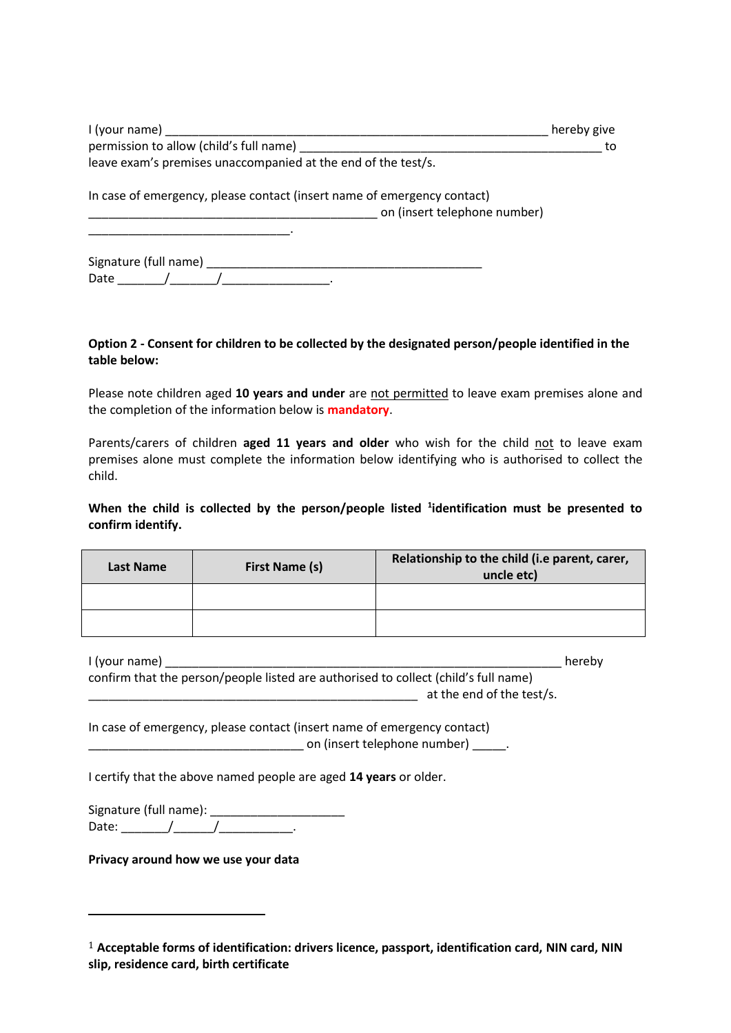I (your name) ____________________________________________________________ hereby give permission to allow (child's full name) _______________________________________________ to leave exam's premises unaccompanied at the end of the test/s.

In case of emergency, please contact (insert name of emergency contact) _____________________________________________ on (insert telephone number) _______________________________.

Signature (full name) ___________________________________________
Date _______/_______/________________.

**Option 2 - Consent for children to be collected by the designated person/people identified in the table below:**

Please note children aged **10 years and under** are not permitted to leave exam premises alone and the completion of the information below is **mandatory**.

Parents/carers of children **aged 11 years and older** who wish for the child not to leave exam premises alone must complete the information below identifying who is authorised to collect the child.

**When the child is collected by the person/people listed [1]identification must be presented to confirm identify.**

| Last Name | First Name (s) | Relationship to the child (i.e parent, carer, uncle etc) |
|---|---|---|
| | | |
| | | |

I (your name) ______________________________________________________________ hereby confirm that the person/people listed are authorised to collect (child's full name) ____________________________________________________ at the end of the test/s.

In case of emergency, please contact (insert name of emergency contact) _________________________________ on (insert telephone number) _____.

I certify that the above named people are aged **14 years** or older.

Signature (full name): ____________________
Date: _______/______/___________.

**Privacy around how we use your data**

[1] **Acceptable forms of identification: drivers licence, passport, identification card, NIN card, NIN slip, residence card, birth certificate**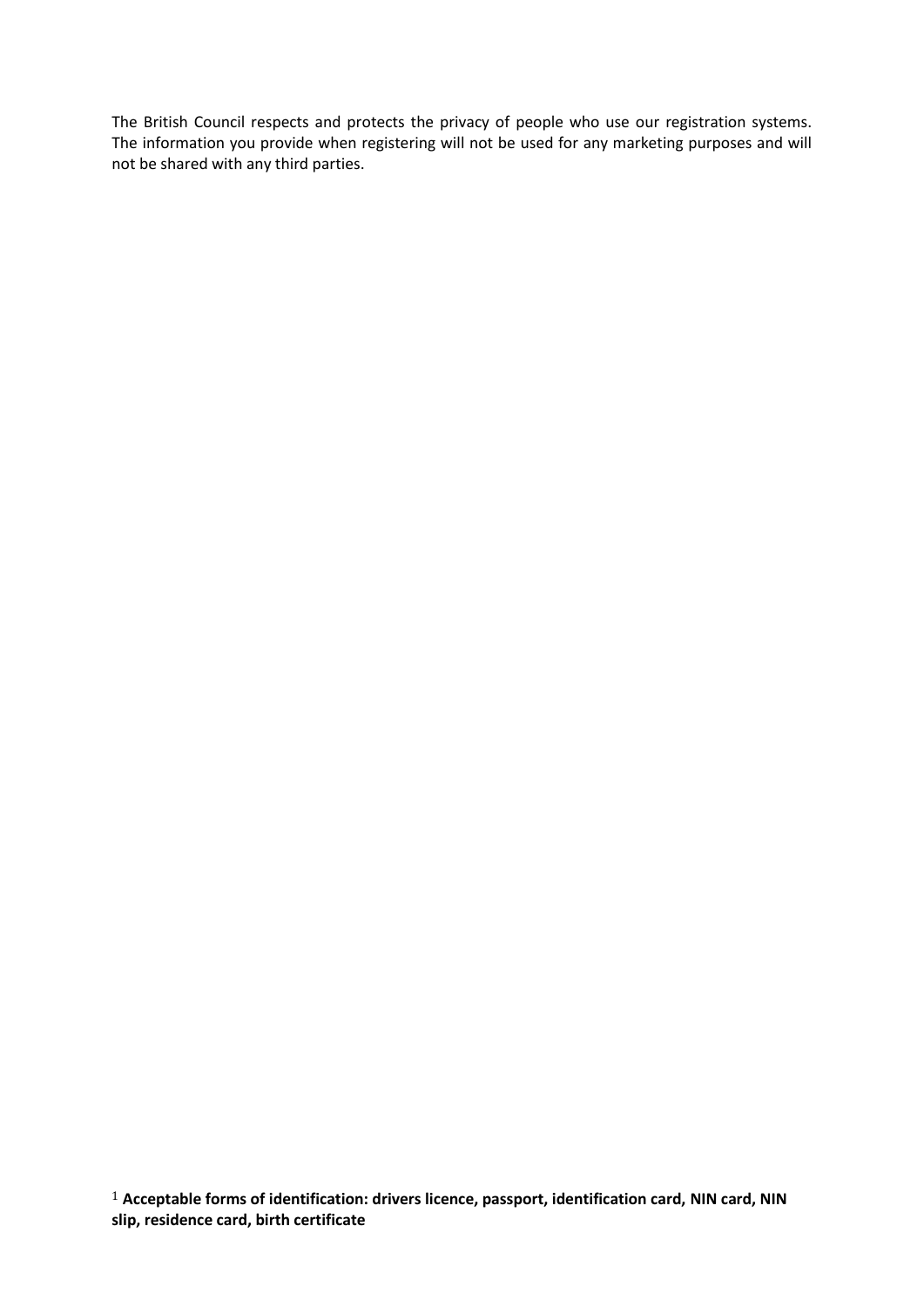The British Council respects and protects the privacy of people who use our registration systems. The information you provide when registering will not be used for any marketing purposes and will not be shared with any third parties.

[1] **Acceptable forms of identification: drivers licence, passport, identification card, NIN card, NIN slip, residence card, birth certificate**